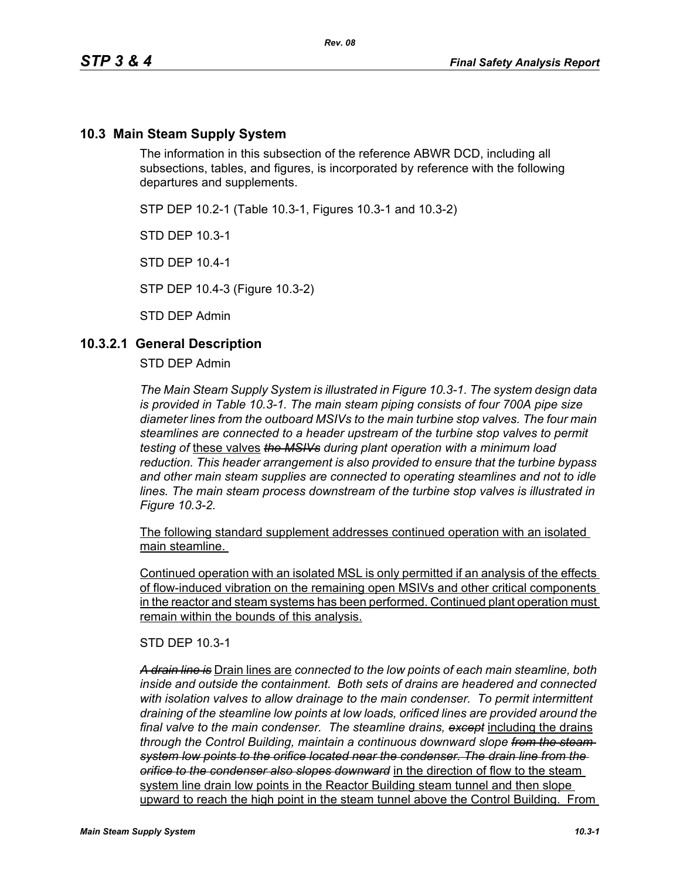## 10.3 Main Steam Supply System

The information in this subsection of the reference ABWR DCD, including all subsections, tables, and figures, is incorporated by reference with the following departures and supplements.

STP DEP 10.2-1 (Table 10.3-1, Figures 10.3-1 and 10.3-2)

STD DEP 10.3-1

STD DEP 10.4-1

STP DEP 10.4-3 (Figure 10.3-2)

STD DEP Admin

## 10.3.2.1 General Description

STD DEP Admin

*The Main Steam Supply System is illustrated in Figure 10.3-1. The system design data is provided in Table 10.3-1. The main steam piping consists of four 700A pipe size diameter lines from the outboard MSIVs to the main turbine stop valves. The four main steamlines are connected to a header upstream of the turbine stop valves to permit testing of* <u>these valves</u> ~~*the MSIVs*~~ *during plant operation with a minimum load reduction. This header arrangement is also provided to ensure that the turbine bypass and other main steam supplies are connected to operating steamlines and not to idle lines. The main steam process downstream of the turbine stop valves is illustrated in Figure 10.3-2.*

<u>The following standard supplement addresses continued operation with an isolated main steamline.</u>

<u>Continued operation with an isolated MSL is only permitted if an analysis of the effects of flow-induced vibration on the remaining open MSIVs and other critical components in the reactor and steam systems has been performed. Continued plant operation must remain within the bounds of this analysis.</u>

STD DEP 10.3-1

~~*A drain line is*~~ <u>Drain lines are</u> *connected to the low points of each main steamline, both inside and outside the containment. Both sets of drains are headered and connected with isolation valves to allow drainage to the main condenser. To permit intermittent draining of the steamline low points at low loads, orificed lines are provided around the final valve to the main condenser. The steamline drains,* ~~*except*~~ <u>including the drains</u> *through the Control Building, maintain a continuous downward slope* ~~*from the steam system low points to the orifice located near the condenser. The drain line from the orifice to the condenser also slopes downward*~~ <u>in the direction of flow to the steam system line drain low points in the Reactor Building steam tunnel and then slope upward to reach the high point in the steam tunnel above the Control Building. From</u>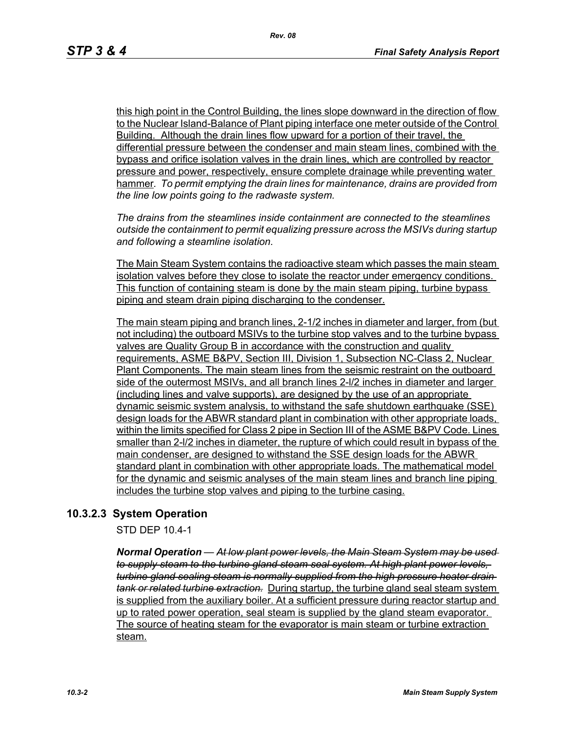this high point in the Control Building, the lines slope downward in the direction of flow to the Nuclear Island-Balance of Plant piping interface one meter outside of the Control Building. Although the drain lines flow upward for a portion of their travel, the differential pressure between the condenser and main steam lines, combined with the bypass and orifice isolation valves in the drain lines, which are controlled by reactor pressure and power, respectively, ensure complete drainage while preventing water hammer. *To permit emptying the drain lines for maintenance, drains are provided from the line low points going to the radwaste system.*

*The drains from the steamlines inside containment are connected to the steamlines outside the containment to permit equalizing pressure across the MSIVs during startup and following a steamline isolation.*

The Main Steam System contains the radioactive steam which passes the main steam isolation valves before they close to isolate the reactor under emergency conditions. This function of containing steam is done by the main steam piping, turbine bypass piping and steam drain piping discharging to the condenser.

The main steam piping and branch lines, 2-1/2 inches in diameter and larger, from (but not including) the outboard MSIVs to the turbine stop valves and to the turbine bypass valves are Quality Group B in accordance with the construction and quality requirements, ASME B&PV, Section III, Division 1, Subsection NC-Class 2, Nuclear Plant Components. The main steam lines from the seismic restraint on the outboard side of the outermost MSIVs, and all branch lines 2-l/2 inches in diameter and larger (including lines and valve supports), are designed by the use of an appropriate dynamic seismic system analysis, to withstand the safe shutdown earthquake (SSE) design loads for the ABWR standard plant in combination with other appropriate loads, within the limits specified for Class 2 pipe in Section III of the ASME B&PV Code. Lines smaller than 2-l/2 inches in diameter, the rupture of which could result in bypass of the main condenser, are designed to withstand the SSE design loads for the ABWR standard plant in combination with other appropriate loads. The mathematical model for the dynamic and seismic analyses of the main steam lines and branch line piping includes the turbine stop valves and piping to the turbine casing.

### 10.3.2.3 System Operation

STD DEP 10.4-1

***Normal Operation*** — ~~*At low plant power levels, the Main Steam System may be used to supply steam to the turbine gland steam seal system. At high plant power levels, turbine gland sealing steam is normally supplied from the high pressure heater drain tank or related turbine extraction.*~~ During startup, the turbine gland seal steam system is supplied from the auxiliary boiler. At a sufficient pressure during reactor startup and up to rated power operation, seal steam is supplied by the gland steam evaporator. The source of heating steam for the evaporator is main steam or turbine extraction steam.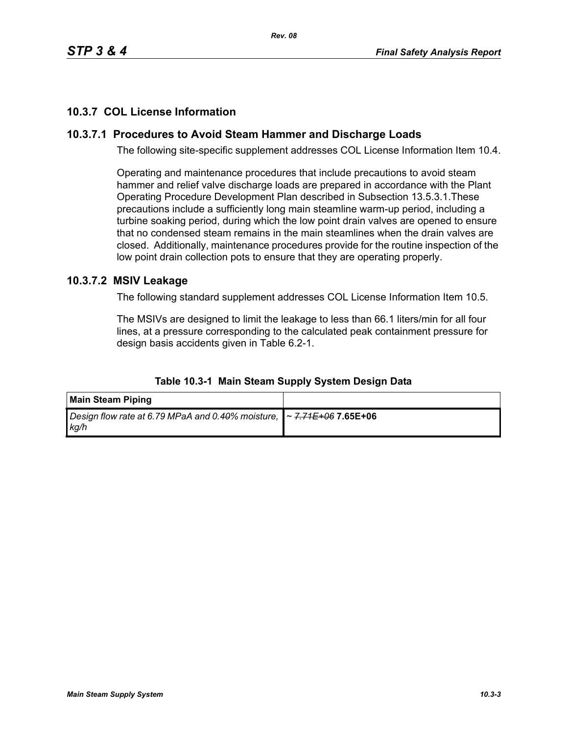## 10.3.7 COL License Information

### 10.3.7.1 Procedures to Avoid Steam Hammer and Discharge Loads

The following site-specific supplement addresses COL License Information Item 10.4.

Operating and maintenance procedures that include precautions to avoid steam hammer and relief valve discharge loads are prepared in accordance with the Plant Operating Procedure Development Plan described in Subsection 13.5.3.1.These precautions include a sufficiently long main steamline warm-up period, including a turbine soaking period, during which the low point drain valves are opened to ensure that no condensed steam remains in the main steamlines when the drain valves are closed. Additionally, maintenance procedures provide for the routine inspection of the low point drain collection pots to ensure that they are operating properly.

### 10.3.7.2 MSIV Leakage

The following standard supplement addresses COL License Information Item 10.5.

The MSIVs are designed to limit the leakage to less than 66.1 liters/min for all four lines, at a pressure corresponding to the calculated peak containment pressure for design basis accidents given in Table 6.2-1.

**Table 10.3-1 Main Steam Supply System Design Data**

| **Main Steam Piping** | |
|---|---|
| *Design flow rate at 6.79 MPaA and 0.40% moisture, kg/h* | ~ ~~7.71E+06~~ **7.65E+06** |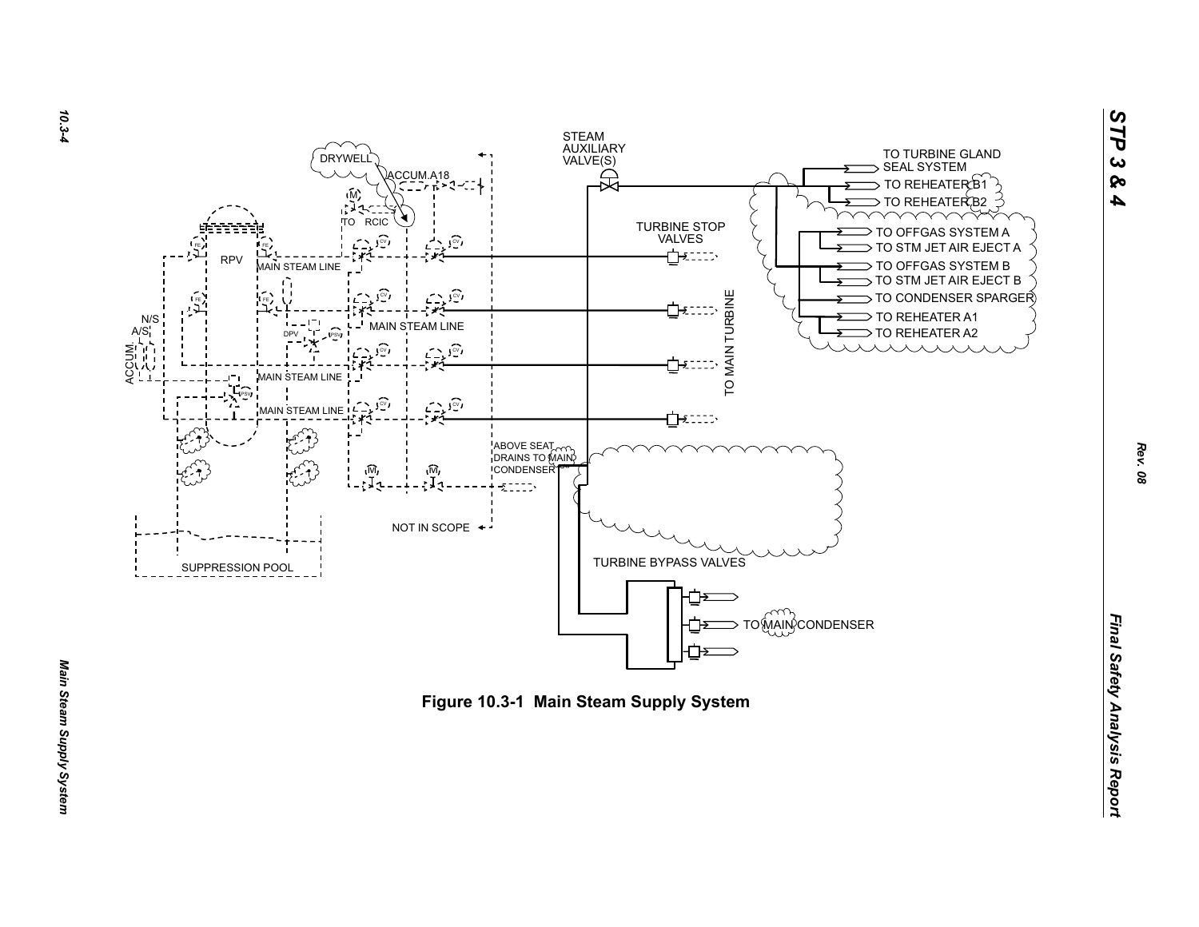**Figure 10.3-1 Main Steam Supply System**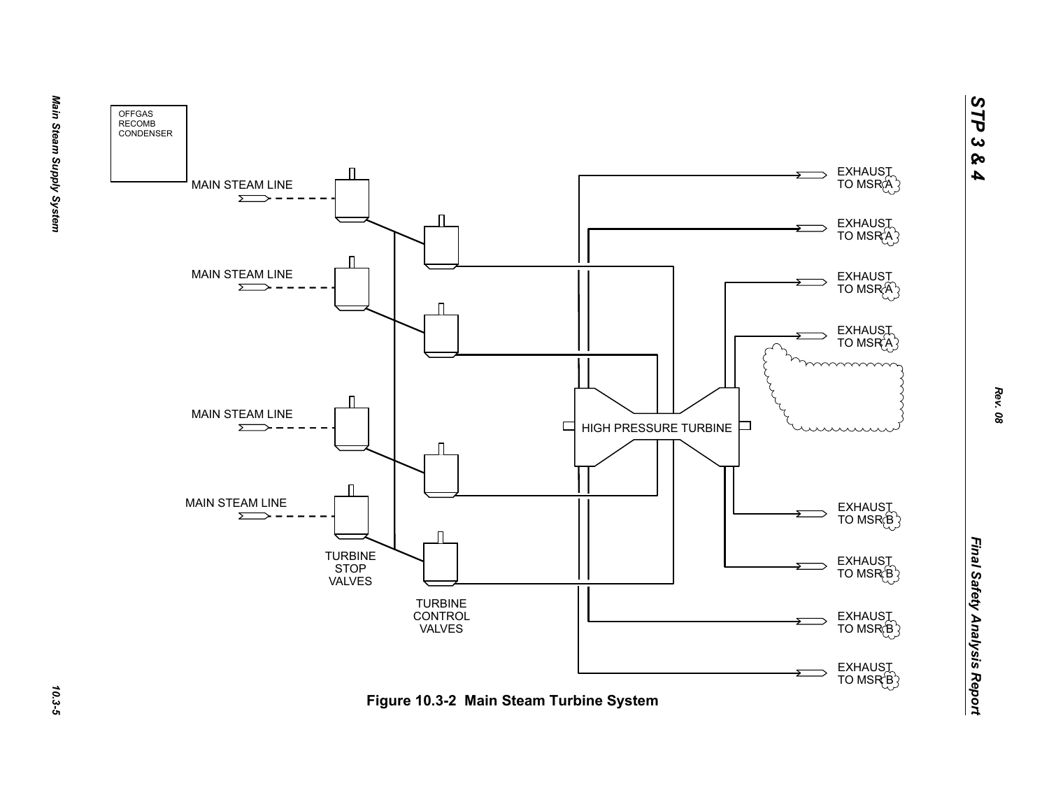OFFGAS
RECOMB
CONDENSER

MAIN STEAM LINE

MAIN STEAM LINE

MAIN STEAM LINE

MAIN STEAM LINE

TURBINE
STOP
VALVES

TURBINE
CONTROL
VALVES

HIGH PRESSURE TURBINE

EXHAUST TO MSR A

EXHAUST TO MSR A

EXHAUST TO MSR A

EXHAUST TO MSR A

EXHAUST TO MSR B

EXHAUST TO MSR B

EXHAUST TO MSR B

EXHAUST TO MSR B

**Figure 10.3-2 Main Steam Turbine System**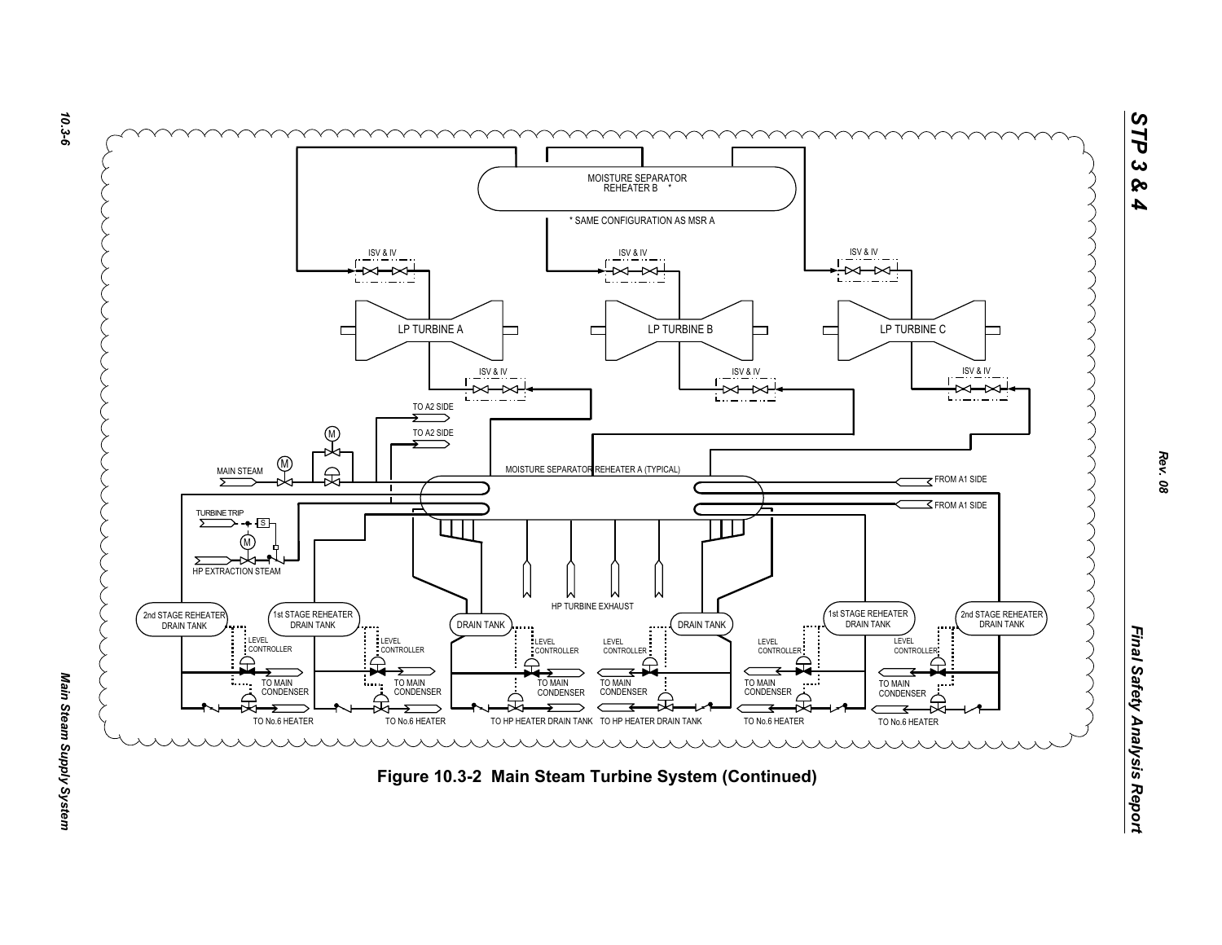MOISTURE SEPARATOR
REHEATER B *

* SAME CONFIGURATION AS MSR A

ISV & IV

ISV & IV

ISV & IV

LP TURBINE A

LP TURBINE B

LP TURBINE C

ISV & IV

ISV & IV

ISV & IV

TO A2 SIDE

TO A2 SIDE

MAIN STEAM

MOISTURE SEPARATOR REHEATER A (TYPICAL)

FROM A1 SIDE

FROM A1 SIDE

TURBINE TRIP

HP EXTRACTION STEAM

HP TURBINE EXHAUST

2nd STAGE REHEATER DRAIN TANK

1st STAGE REHEATER DRAIN TANK

DRAIN TANK

DRAIN TANK

1st STAGE REHEATER DRAIN TANK

2nd STAGE REHEATER DRAIN TANK

LEVEL CONTROLLER

LEVEL CONTROLLER

LEVEL CONTROLLER

LEVEL CONTROLLER

LEVEL CONTROLLER

LEVEL CONTROLLER

TO MAIN CONDENSER

TO MAIN CONDENSER

TO MAIN CONDENSER

TO MAIN CONDENSER

TO MAIN CONDENSER

TO MAIN CONDENSER

TO No.6 HEATER

TO No.6 HEATER

TO HP HEATER DRAIN TANK

TO HP HEATER DRAIN TANK

TO No.6 HEATER

TO No.6 HEATER

**Figure 10.3-2 Main Steam Turbine System (Continued)**